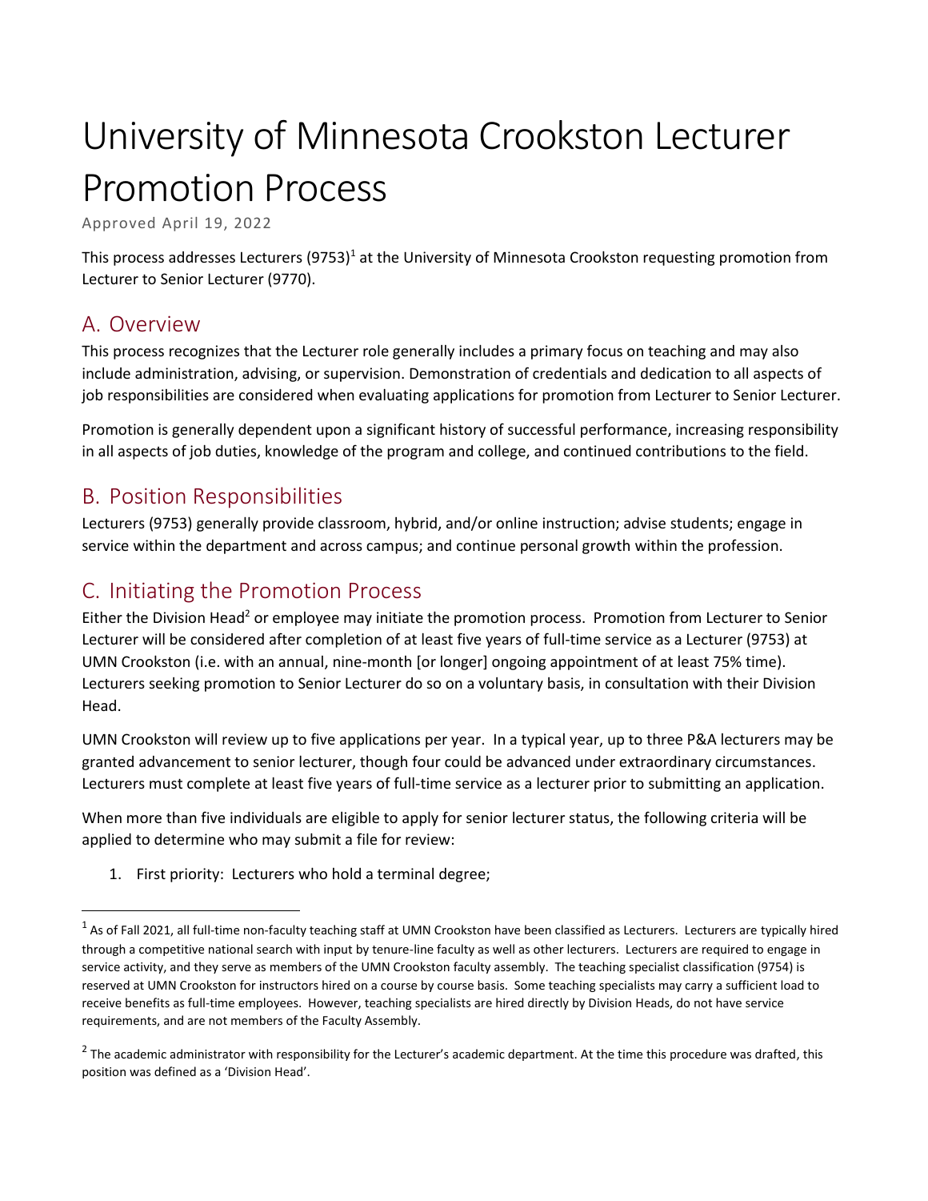# University of Minnesota Crookston Lecturer Promotion Process

Approved April 19, 2022

This process addresses Lecturers (9753)[1] at the University of Minnesota Crookston requesting promotion from Lecturer to Senior Lecturer (9770).

## A. Overview

This process recognizes that the Lecturer role generally includes a primary focus on teaching and may also include administration, advising, or supervision. Demonstration of credentials and dedication to all aspects of job responsibilities are considered when evaluating applications for promotion from Lecturer to Senior Lecturer.

Promotion is generally dependent upon a significant history of successful performance, increasing responsibility in all aspects of job duties, knowledge of the program and college, and continued contributions to the field.

## B. Position Responsibilities

Lecturers (9753) generally provide classroom, hybrid, and/or online instruction; advise students; engage in service within the department and across campus; and continue personal growth within the profession.

## C. Initiating the Promotion Process

Either the Division Head[2] or employee may initiate the promotion process. Promotion from Lecturer to Senior Lecturer will be considered after completion of at least five years of full-time service as a Lecturer (9753) at UMN Crookston (i.e. with an annual, nine-month [or longer] ongoing appointment of at least 75% time). Lecturers seeking promotion to Senior Lecturer do so on a voluntary basis, in consultation with their Division Head.

UMN Crookston will review up to five applications per year. In a typical year, up to three P&A lecturers may be granted advancement to senior lecturer, though four could be advanced under extraordinary circumstances. Lecturers must complete at least five years of full-time service as a lecturer prior to submitting an application.

When more than five individuals are eligible to apply for senior lecturer status, the following criteria will be applied to determine who may submit a file for review:

1. First priority: Lecturers who hold a terminal degree;

---

[1] As of Fall 2021, all full-time non-faculty teaching staff at UMN Crookston have been classified as Lecturers. Lecturers are typically hired through a competitive national search with input by tenure-line faculty as well as other lecturers. Lecturers are required to engage in service activity, and they serve as members of the UMN Crookston faculty assembly. The teaching specialist classification (9754) is reserved at UMN Crookston for instructors hired on a course by course basis. Some teaching specialists may carry a sufficient load to receive benefits as full-time employees. However, teaching specialists are hired directly by Division Heads, do not have service requirements, and are not members of the Faculty Assembly.

[2] The academic administrator with responsibility for the Lecturer's academic department. At the time this procedure was drafted, this position was defined as a 'Division Head'.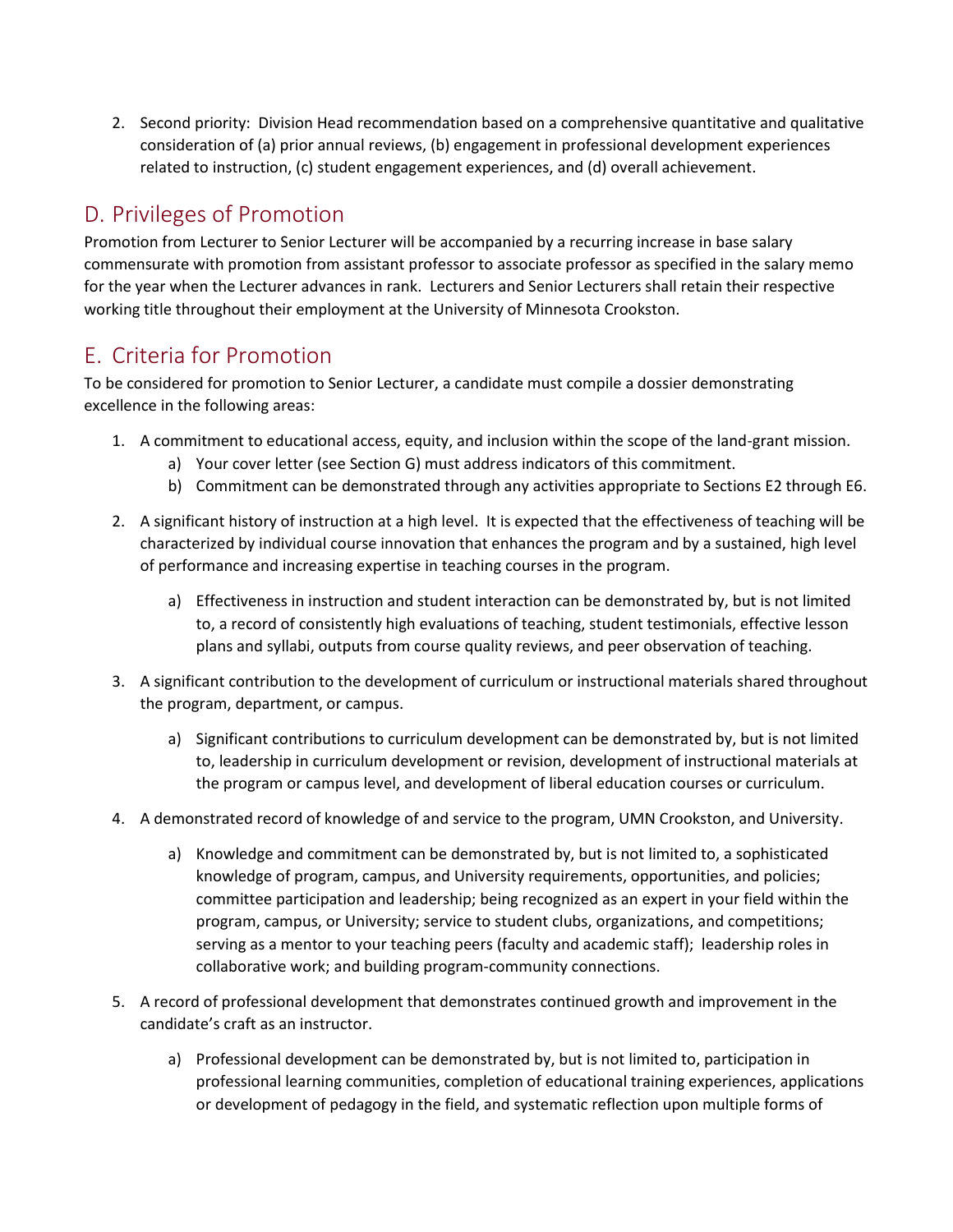2. Second priority: Division Head recommendation based on a comprehensive quantitative and qualitative consideration of (a) prior annual reviews, (b) engagement in professional development experiences related to instruction, (c) student engagement experiences, and (d) overall achievement.

## D. Privileges of Promotion

Promotion from Lecturer to Senior Lecturer will be accompanied by a recurring increase in base salary commensurate with promotion from assistant professor to associate professor as specified in the salary memo for the year when the Lecturer advances in rank. Lecturers and Senior Lecturers shall retain their respective working title throughout their employment at the University of Minnesota Crookston.

## E. Criteria for Promotion

To be considered for promotion to Senior Lecturer, a candidate must compile a dossier demonstrating excellence in the following areas:

1. A commitment to educational access, equity, and inclusion within the scope of the land-grant mission.
    - a) Your cover letter (see Section G) must address indicators of this commitment.
    - b) Commitment can be demonstrated through any activities appropriate to Sections E2 through E6.
2. A significant history of instruction at a high level. It is expected that the effectiveness of teaching will be characterized by individual course innovation that enhances the program and by a sustained, high level of performance and increasing expertise in teaching courses in the program.
    - a) Effectiveness in instruction and student interaction can be demonstrated by, but is not limited to, a record of consistently high evaluations of teaching, student testimonials, effective lesson plans and syllabi, outputs from course quality reviews, and peer observation of teaching.
3. A significant contribution to the development of curriculum or instructional materials shared throughout the program, department, or campus.
    - a) Significant contributions to curriculum development can be demonstrated by, but is not limited to, leadership in curriculum development or revision, development of instructional materials at the program or campus level, and development of liberal education courses or curriculum.
4. A demonstrated record of knowledge of and service to the program, UMN Crookston, and University.
    - a) Knowledge and commitment can be demonstrated by, but is not limited to, a sophisticated knowledge of program, campus, and University requirements, opportunities, and policies; committee participation and leadership; being recognized as an expert in your field within the program, campus, or University; service to student clubs, organizations, and competitions; serving as a mentor to your teaching peers (faculty and academic staff); leadership roles in collaborative work; and building program-community connections.
5. A record of professional development that demonstrates continued growth and improvement in the candidate's craft as an instructor.
    - a) Professional development can be demonstrated by, but is not limited to, participation in professional learning communities, completion of educational training experiences, applications or development of pedagogy in the field, and systematic reflection upon multiple forms of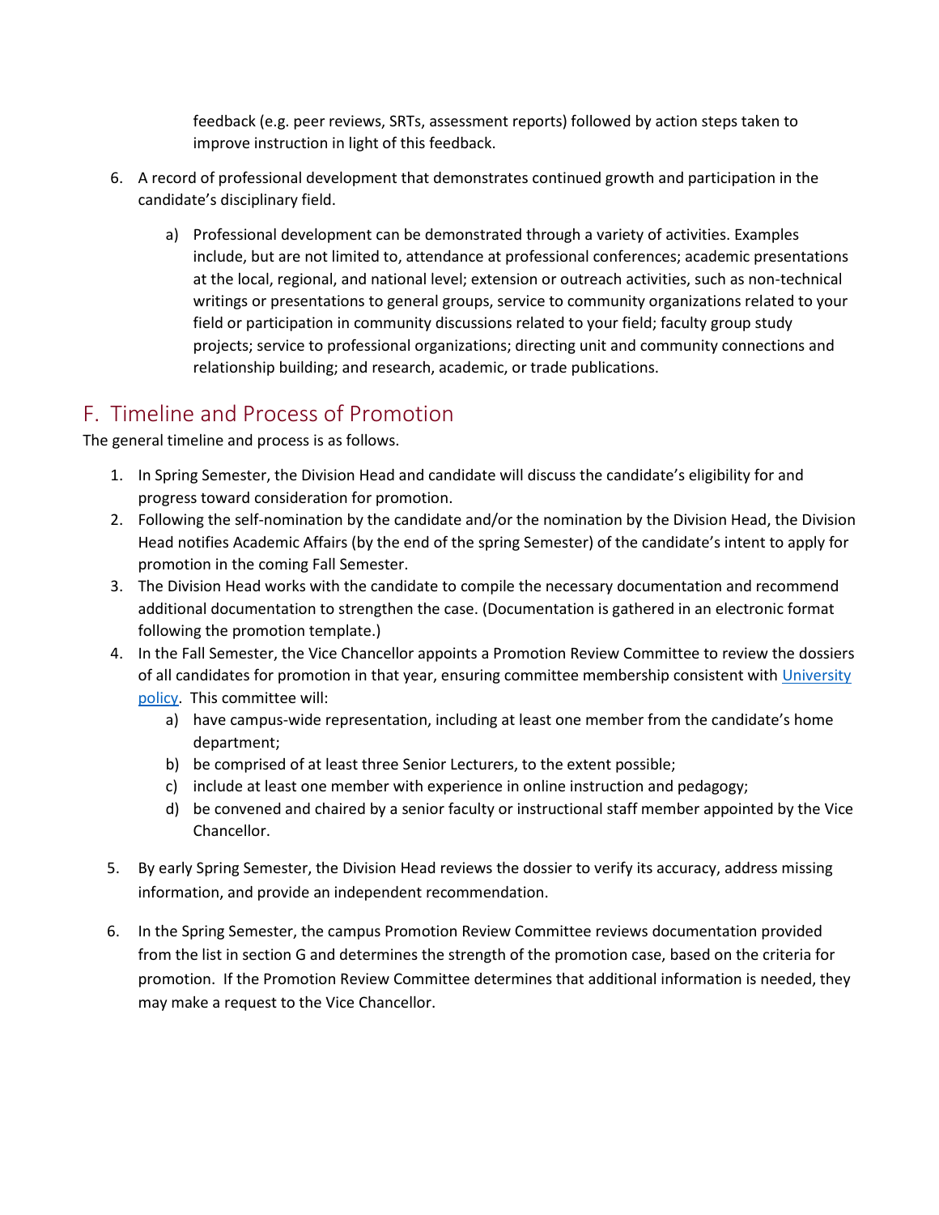feedback (e.g. peer reviews, SRTs, assessment reports) followed by action steps taken to improve instruction in light of this feedback.

6. A record of professional development that demonstrates continued growth and participation in the candidate's disciplinary field.

    a) Professional development can be demonstrated through a variety of activities. Examples include, but are not limited to, attendance at professional conferences; academic presentations at the local, regional, and national level; extension or outreach activities, such as non-technical writings or presentations to general groups, service to community organizations related to your field or participation in community discussions related to your field; faculty group study projects; service to professional organizations; directing unit and community connections and relationship building; and research, academic, or trade publications.

## F. Timeline and Process of Promotion

The general timeline and process is as follows.

1. In Spring Semester, the Division Head and candidate will discuss the candidate's eligibility for and progress toward consideration for promotion.
2. Following the self-nomination by the candidate and/or the nomination by the Division Head, the Division Head notifies Academic Affairs (by the end of the spring Semester) of the candidate's intent to apply for promotion in the coming Fall Semester.
3. The Division Head works with the candidate to compile the necessary documentation and recommend additional documentation to strengthen the case. (Documentation is gathered in an electronic format following the promotion template.)
4. In the Fall Semester, the Vice Chancellor appoints a Promotion Review Committee to review the dossiers of all candidates for promotion in that year, ensuring committee membership consistent with University policy. This committee will:
    a) have campus-wide representation, including at least one member from the candidate's home department;
    b) be comprised of at least three Senior Lecturers, to the extent possible;
    c) include at least one member with experience in online instruction and pedagogy;
    d) be convened and chaired by a senior faculty or instructional staff member appointed by the Vice Chancellor.

5. By early Spring Semester, the Division Head reviews the dossier to verify its accuracy, address missing information, and provide an independent recommendation.

6. In the Spring Semester, the campus Promotion Review Committee reviews documentation provided from the list in section G and determines the strength of the promotion case, based on the criteria for promotion. If the Promotion Review Committee determines that additional information is needed, they may make a request to the Vice Chancellor.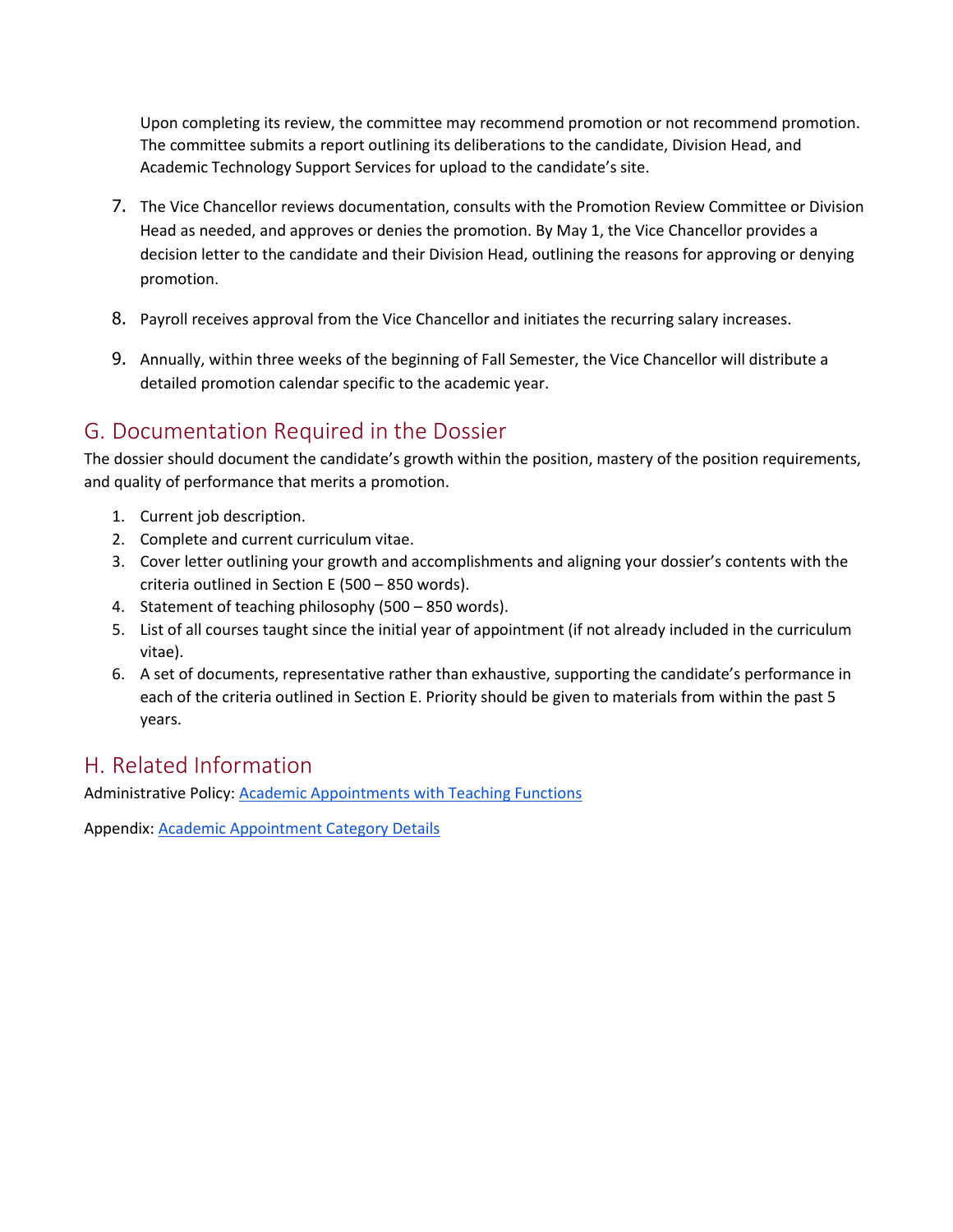Upon completing its review, the committee may recommend promotion or not recommend promotion. The committee submits a report outlining its deliberations to the candidate, Division Head, and Academic Technology Support Services for upload to the candidate's site.

7. The Vice Chancellor reviews documentation, consults with the Promotion Review Committee or Division Head as needed, and approves or denies the promotion. By May 1, the Vice Chancellor provides a decision letter to the candidate and their Division Head, outlining the reasons for approving or denying promotion.

8. Payroll receives approval from the Vice Chancellor and initiates the recurring salary increases.

9. Annually, within three weeks of the beginning of Fall Semester, the Vice Chancellor will distribute a detailed promotion calendar specific to the academic year.

## G. Documentation Required in the Dossier

The dossier should document the candidate's growth within the position, mastery of the position requirements, and quality of performance that merits a promotion.

1. Current job description.
2. Complete and current curriculum vitae.
3. Cover letter outlining your growth and accomplishments and aligning your dossier's contents with the criteria outlined in Section E (500 – 850 words).
4. Statement of teaching philosophy (500 – 850 words).
5. List of all courses taught since the initial year of appointment (if not already included in the curriculum vitae).
6. A set of documents, representative rather than exhaustive, supporting the candidate's performance in each of the criteria outlined in Section E. Priority should be given to materials from within the past 5 years.

## H. Related Information

Administrative Policy: Academic Appointments with Teaching Functions

Appendix: Academic Appointment Category Details